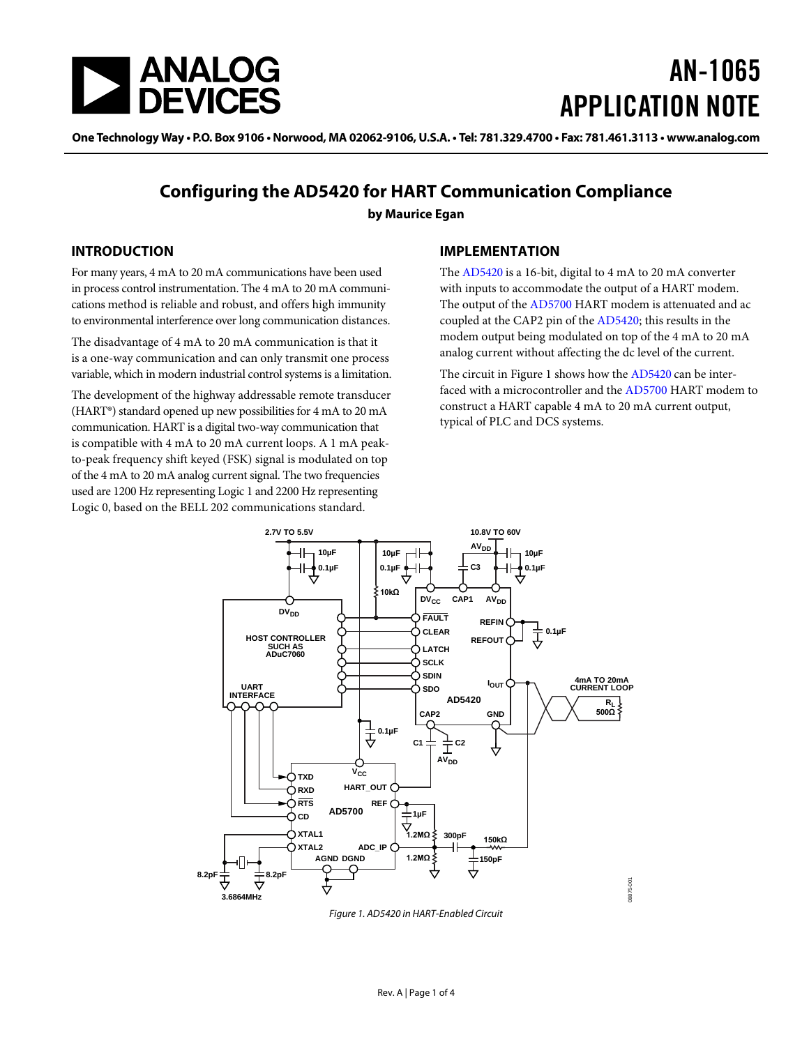# AN-1065 APPLICATION NOTE

One Technology Way • P.O. Box 9106 • Norwood, MA 02062-9106, U.S.A. • Tel: 781.329.4700 • Fax: 781.461.3113 • www.analog.com

## Configuring the AD5420 for HART Communication Compliance

**by Maurice Egan**

### INTRODUCTION

For many years, 4 mA to 20 mA communications have been used in process control instrumentation. The 4 mA to 20 mA communications method is reliable and robust, and offers high immunity to environmental interference over long communication distances.

The disadvantage of 4 mA to 20 mA communication is that it is a one-way communication and can only transmit one process variable, which in modern industrial control systems is a limitation.

The development of the highway addressable remote transducer (HART®) standard opened up new possibilities for 4 mA to 20 mA communication. HART is a digital two-way communication that is compatible with 4 mA to 20 mA current loops. A 1 mA peak-to-peak frequency shift keyed (FSK) signal is modulated on top of the 4 mA to 20 mA analog current signal. The two frequencies used are 1200 Hz representing Logic 1 and 2200 Hz representing Logic 0, based on the BELL 202 communications standard.

### IMPLEMENTATION

The AD5420 is a 16-bit, digital to 4 mA to 20 mA converter with inputs to accommodate the output of a HART modem. The output of the AD5700 HART modem is attenuated and ac coupled at the CAP2 pin of the AD5420; this results in the modem output being modulated on top of the 4 mA to 20 mA analog current without affecting the dc level of the current.

The circuit in Figure 1 shows how the AD5420 can be interfaced with a microcontroller and the AD5700 HART modem to construct a HART capable 4 mA to 20 mA current output, typical of PLC and DCS systems.

*Figure 1. AD5420 in HART-Enabled Circuit*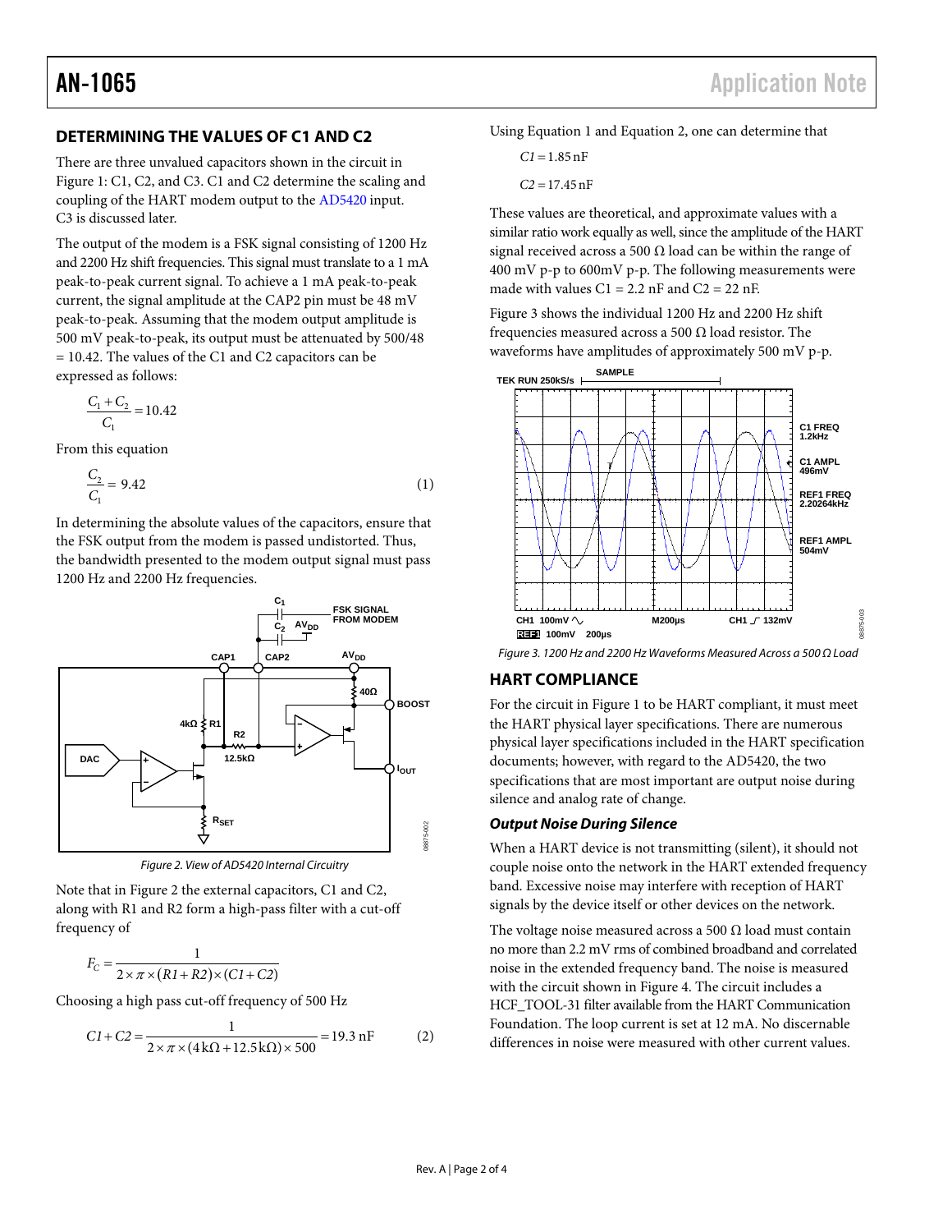## DETERMINING THE VALUES OF C1 AND C2

There are three unvalued capacitors shown in the circuit in Figure 1: C1, C2, and C3. C1 and C2 determine the scaling and coupling of the HART modem output to the AD5420 input. C3 is discussed later.

The output of the modem is a FSK signal consisting of 1200 Hz and 2200 Hz shift frequencies. This signal must translate to a 1 mA peak-to-peak current signal. To achieve a 1 mA peak-to-peak current, the signal amplitude at the CAP2 pin must be 48 mV peak-to-peak. Assuming that the modem output amplitude is 500 mV peak-to-peak, its output must be attenuated by 500/48 = 10.42. The values of the C1 and C2 capacitors can be expressed as follows:

$$\frac{C_1 + C_2}{C_1} = 10.42$$

From this equation

$$\frac{C_2}{C_1} = 9.42 \quad (1)$$

In determining the absolute values of the capacitors, ensure that the FSK output from the modem is passed undistorted. Thus, the bandwidth presented to the modem output signal must pass 1200 Hz and 2200 Hz frequencies.

Figure 2. View of AD5420 Internal Circuitry

Note that in Figure 2 the external capacitors, C1 and C2, along with R1 and R2 form a high-pass filter with a cut-off frequency of

$$F_C = \frac{1}{2 \times \pi \times (R1 + R2) \times (C1 + C2)}$$

Choosing a high pass cut-off frequency of 500 Hz

$$C1 + C2 = \frac{1}{2 \times \pi \times (4\,\text{k}\Omega + 12.5\,\text{k}\Omega) \times 500} = 19.3\,\text{nF} \quad (2)$$

Using Equation 1 and Equation 2, one can determine that

$$C1 = 1.85\,\text{nF}$$

$$C2 = 17.45\,\text{nF}$$

These values are theoretical, and approximate values with a similar ratio work equally as well, since the amplitude of the HART signal received across a 500 Ω load can be within the range of 400 mV p-p to 600mV p-p. The following measurements were made with values C1 = 2.2 nF and C2 = 22 nF.

Figure 3 shows the individual 1200 Hz and 2200 Hz shift frequencies measured across a 500 Ω load resistor. The waveforms have amplitudes of approximately 500 mV p-p.

*Figure 3. 1200 Hz and 2200 Hz Waveforms Measured Across a 500 Ω Load*

## HART COMPLIANCE

For the circuit in Figure 1 to be HART compliant, it must meet the HART physical layer specifications. There are numerous physical layer specifications included in the HART specification documents; however, with regard to the AD5420, the two specifications that are most important are output noise during silence and analog rate of change.

### *Output Noise During Silence*

When a HART device is not transmitting (silent), it should not couple noise onto the network in the HART extended frequency band. Excessive noise may interfere with reception of HART signals by the device itself or other devices on the network.

The voltage noise measured across a 500 Ω load must contain no more than 2.2 mV rms of combined broadband and correlated noise in the extended frequency band. The noise is measured with the circuit shown in Figure 4. The circuit includes a HCF_TOOL-31 filter available from the HART Communication Foundation. The loop current is set at 12 mA. No discernable differences in noise were measured with other current values.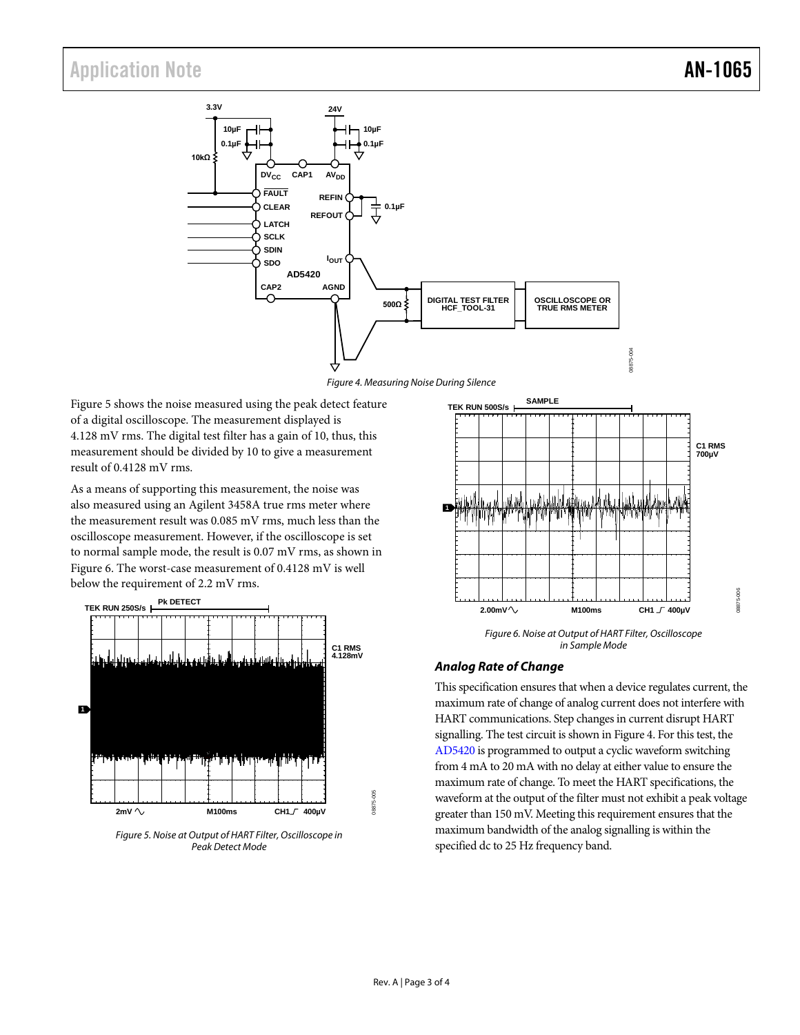Figure 4. Measuring Noise During Silence

Figure 5 shows the noise measured using the peak detect feature of a digital oscilloscope. The measurement displayed is 4.128 mV rms. The digital test filter has a gain of 10, thus, this measurement should be divided by 10 to give a measurement result of 0.4128 mV rms.

As a means of supporting this measurement, the noise was also measured using an Agilent 3458A true rms meter where the measurement result was 0.085 mV rms, much less than the oscilloscope measurement. However, if the oscilloscope is set to normal sample mode, the result is 0.07 mV rms, as shown in Figure 6. The worst-case measurement of 0.4128 mV is well below the requirement of 2.2 mV rms.

Figure 5. Noise at Output of HART Filter, Oscilloscope in Peak Detect Mode

Figure 6. Noise at Output of HART Filter, Oscilloscope in Sample Mode

### Analog Rate of Change

This specification ensures that when a device regulates current, the maximum rate of change of analog current does not interfere with HART communications. Step changes in current disrupt HART signalling. The test circuit is shown in Figure 4. For this test, the AD5420 is programmed to output a cyclic waveform switching from 4 mA to 20 mA with no delay at either value to ensure the maximum rate of change. To meet the HART specifications, the waveform at the output of the filter must not exhibit a peak voltage greater than 150 mV. Meeting this requirement ensures that the maximum bandwidth of the analog signalling is within the specified dc to 25 Hz frequency band.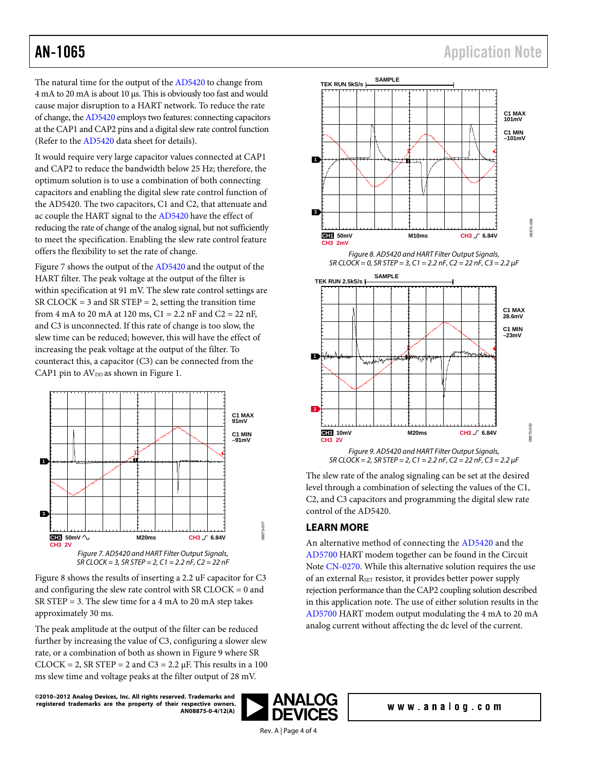The natural time for the output of the AD5420 to change from 4 mA to 20 mA is about 10 µs. This is obviously too fast and would cause major disruption to a HART network. To reduce the rate of change, the AD5420 employs two features: connecting capacitors at the CAP1 and CAP2 pins and a digital slew rate control function (Refer to the AD5420 data sheet for details).

It would require very large capacitor values connected at CAP1 and CAP2 to reduce the bandwidth below 25 Hz; therefore, the optimum solution is to use a combination of both connecting capacitors and enabling the digital slew rate control function of the AD5420. The two capacitors, C1 and C2, that attenuate and ac couple the HART signal to the AD5420 have the effect of reducing the rate of change of the analog signal, but not sufficiently to meet the specification. Enabling the slew rate control feature offers the flexibility to set the rate of change.

Figure 7 shows the output of the AD5420 and the output of the HART filter. The peak voltage at the output of the filter is within specification at 91 mV. The slew rate control settings are SR CLOCK = 3 and SR STEP = 2, setting the transition time from 4 mA to 20 mA at 120 ms, C1 = 2.2 nF and C2 = 22 nF, and C3 is unconnected. If this rate of change is too slow, the slew time can be reduced; however, this will have the effect of increasing the peak voltage at the output of the filter. To counteract this, a capacitor (C3) can be connected from the CAP1 pin to $AV_{DD}$ as shown in Figure 1.

C1 MAX
91mV
C1 MIN
–91mV
CH1 50mV
M20ms
CH3 6.84V
CH3 2V

*Figure 7. AD5420 and HART Filter Output Signals, SR CLOCK = 3, SR STEP = 2, C1 = 2.2 nF, C2 = 22 nF*

Figure 8 shows the results of inserting a 2.2 uF capacitor for C3 and configuring the slew rate control with SR CLOCK = 0 and SR STEP = 3. The slew time for a 4 mA to 20 mA step takes approximately 30 ms.

The peak amplitude at the output of the filter can be reduced further by increasing the value of C3, configuring a slower slew rate, or a combination of both as shown in Figure 9 where SR CLOCK = 2, SR STEP = 2 and C3 = 2.2 µF. This results in a 100 ms slew time and voltage peaks at the filter output of 28 mV.

TEK RUN 5kS/s
SAMPLE
C1 MAX
101mV
C1 MIN
–101mV
CH1 50mV
M10ms
CH3 6.84V
CH3 2mV

*Figure 8. AD5420 and HART Filter Output Signals, SR CLOCK = 0, SR STEP = 3, C1 = 2.2 nF, C2 = 22 nF, C3 = 2.2 µF*

TEK RUN 2.5kS/s
SAMPLE
C1 MAX
28.6mV
C1 MIN
–23mV
CH1 10mV
M20ms
CH3 6.84V
CH3 2V

*Figure 9. AD5420 and HART Filter Output Signals, SR CLOCK = 2, SR STEP = 2, C1 = 2.2 nF, C2 = 22 nF, C3 = 2.2 µF*

The slew rate of the analog signaling can be set at the desired level through a combination of selecting the values of the C1, C2, and C3 capacitors and programming the digital slew rate control of the AD5420.

## LEARN MORE

An alternative method of connecting the AD5420 and the AD5700 HART modem together can be found in the Circuit Note CN-0270. While this alternative solution requires the use of an external $R_{SET}$ resistor, it provides better power supply rejection performance than the CAP2 coupling solution described in this application note. The use of either solution results in the AD5700 HART modem output modulating the 4 mA to 20 mA analog current without affecting the dc level of the current.

©2010–2012 Analog Devices, Inc. All rights reserved. Trademarks and registered trademarks are the property of their respective owners. AN08875-0-4/12(A)